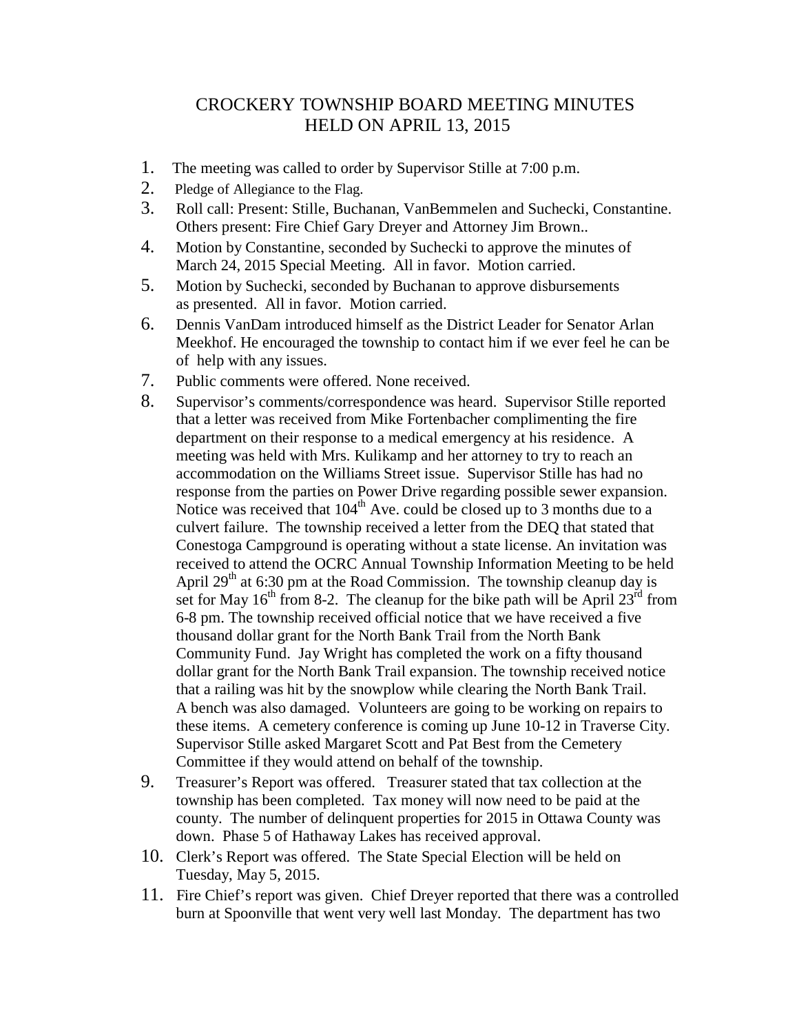# CROCKERY TOWNSHIP BOARD MEETING MINUTES
# HELD ON APRIL 13, 2015

1. The meeting was called to order by Supervisor Stille at 7:00 p.m.
2. Pledge of Allegiance to the Flag.
3. Roll call: Present: Stille, Buchanan, VanBemmelen and Suchecki, Constantine. Others present: Fire Chief Gary Dreyer and Attorney Jim Brown..
4. Motion by Constantine, seconded by Suchecki to approve the minutes of March 24, 2015 Special Meeting. All in favor. Motion carried.
5. Motion by Suchecki, seconded by Buchanan to approve disbursements as presented. All in favor. Motion carried.
6. Dennis VanDam introduced himself as the District Leader for Senator Arlan Meekhof. He encouraged the township to contact him if we ever feel he can be of help with any issues.
7. Public comments were offered. None received.
8. Supervisor's comments/correspondence was heard. Supervisor Stille reported that a letter was received from Mike Fortenbacher complimenting the fire department on their response to a medical emergency at his residence. A meeting was held with Mrs. Kulikamp and her attorney to try to reach an accommodation on the Williams Street issue. Supervisor Stille has had no response from the parties on Power Drive regarding possible sewer expansion. Notice was received that 104th Ave. could be closed up to 3 months due to a culvert failure. The township received a letter from the DEQ that stated Conestoga Campground is operating without a state license. An invitation was received to attend the OCRC Annual Township Information Meeting to be held April 29th at 6:30 pm at the Road Commission. The township cleanup day is set for May 16th from 8-2. The cleanup for the bike path will be April 23rd from 6-8 pm. The township received official notice that we have received a five thousand dollar grant for the North Bank Trail from the North Bank Community Fund. Jay Wright has completed the work on a fifty thousand dollar grant for the North Bank Trail expansion. The township received notice that a railing was hit by the snowplow while clearing the North Bank Trail. A bench was also damaged. Volunteers are going to be working on repairs to these items. A cemetery conference is coming up June 10-12 in Traverse City. Supervisor Stille asked Margaret Scott and Pat Best from the Cemetery Committee if they would attend on behalf of the township.
9. Treasurer's Report was offered. Treasurer stated that tax collection at the township has been completed. Tax money will now need to be paid at the county. The number of delinquent properties for 2015 in Ottawa County was down. Phase 5 of Hathaway Lakes has received approval.
10. Clerk's Report was offered. The State Special Election will be held on Tuesday, May 5, 2015.
11. Fire Chief's report was given. Chief Dreyer reported that there was a controlled burn at Spoonville that went very well last Monday. The department has two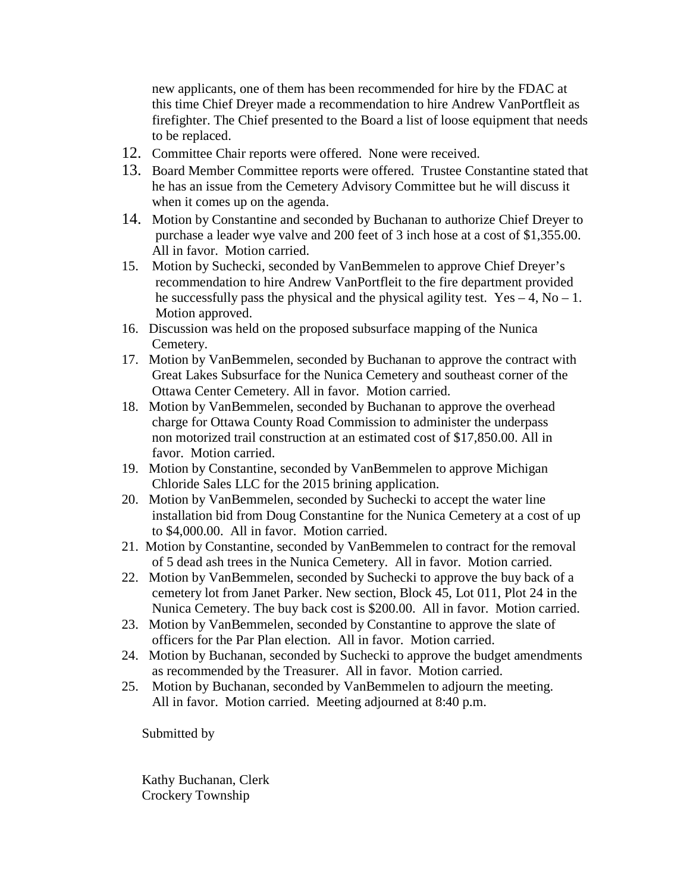new applicants, one of them has been recommended for hire by the FDAC at this time Chief Dreyer made a recommendation to hire Andrew VanPortfleit as firefighter. The Chief presented to the Board a list of loose equipment that needs to be replaced.

12. Committee Chair reports were offered. None were received.
13. Board Member Committee reports were offered. Trustee Constantine stated that he has an issue from the Cemetery Advisory Committee but he will discuss it when it comes up on the agenda.
14. Motion by Constantine and seconded by Buchanan to authorize Chief Dreyer to purchase a leader wye valve and 200 feet of 3 inch hose at a cost of $1,355.00. All in favor. Motion carried.
15. Motion by Suchecki, seconded by VanBemmelen to approve Chief Dreyer's recommendation to hire Andrew VanPortfleit to the fire department provided he successfully pass the physical and the physical agility test. Yes – 4, No – 1. Motion approved.
16. Discussion was held on the proposed subsurface mapping of the Nunica Cemetery.
17. Motion by VanBemmelen, seconded by Buchanan to approve the contract with Great Lakes Subsurface for the Nunica Cemetery and southeast corner of the Ottawa Center Cemetery. All in favor. Motion carried.
18. Motion by VanBemmelen, seconded by Buchanan to approve the overhead charge for Ottawa County Road Commission to administer the underpass non motorized trail construction at an estimated cost of $17,850.00. All in favor. Motion carried.
19. Motion by Constantine, seconded by VanBemmelen to approve Michigan Chloride Sales LLC for the 2015 brining application.
20. Motion by VanBemmelen, seconded by Suchecki to accept the water line installation bid from Doug Constantine for the Nunica Cemetery at a cost of up to $4,000.00. All in favor. Motion carried.
21. Motion by Constantine, seconded by VanBemmelen to contract for the removal of 5 dead ash trees in the Nunica Cemetery. All in favor. Motion carried.
22. Motion by VanBemmelen, seconded by Suchecki to approve the buy back of a cemetery lot from Janet Parker. New section, Block 45, Lot 011, Plot 24 in the Nunica Cemetery. The buy back cost is $200.00. All in favor. Motion carried.
23. Motion by VanBemmelen, seconded by Constantine to approve the slate of officers for the Par Plan election. All in favor. Motion carried.
24. Motion by Buchanan, seconded by Suchecki to approve the budget amendments as recommended by the Treasurer. All in favor. Motion carried.
25. Motion by Buchanan, seconded by VanBemmelen to adjourn the meeting. All in favor. Motion carried. Meeting adjourned at 8:40 p.m.

Submitted by

Kathy Buchanan, Clerk
Crockery Township